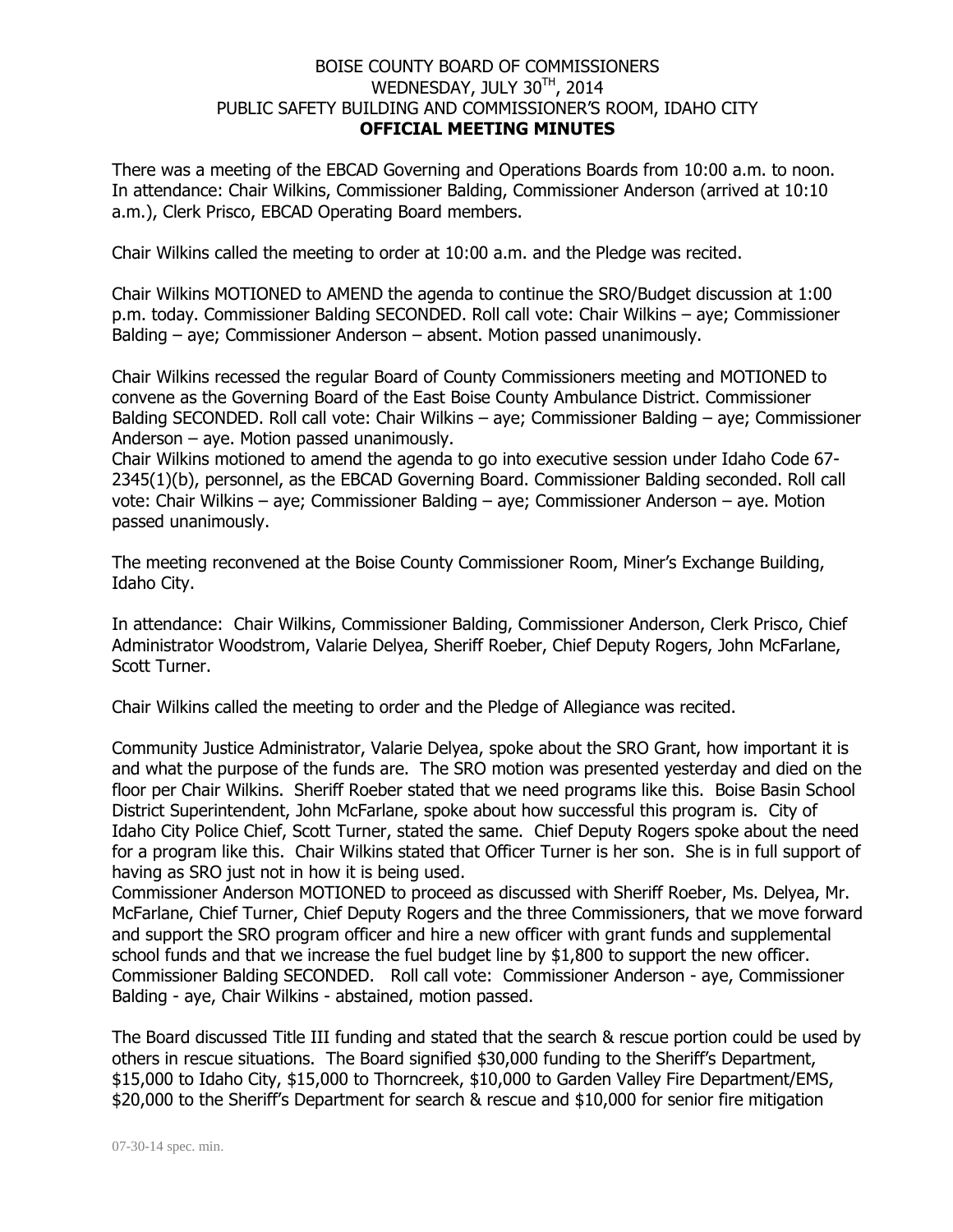# BOISE COUNTY BOARD OF COMMISSIONERS
## WEDNESDAY, JULY 30TH, 2014
## PUBLIC SAFETY BUILDING AND COMMISSIONER'S ROOM, IDAHO CITY
## OFFICIAL MEETING MINUTES

There was a meeting of the EBCAD Governing and Operations Boards from 10:00 a.m. to noon. In attendance: Chair Wilkins, Commissioner Balding, Commissioner Anderson (arrived at 10:10 a.m.), Clerk Prisco, EBCAD Operating Board members.

Chair Wilkins called the meeting to order at 10:00 a.m. and the Pledge was recited.

Chair Wilkins MOTIONED to AMEND the agenda to continue the SRO/Budget discussion at 1:00 p.m. today. Commissioner Balding SECONDED. Roll call vote: Chair Wilkins – aye; Commissioner Balding – aye; Commissioner Anderson – absent. Motion passed unanimously.

Chair Wilkins recessed the regular Board of County Commissioners meeting and MOTIONED to convene as the Governing Board of the East Boise County Ambulance District. Commissioner Balding SECONDED. Roll call vote: Chair Wilkins – aye; Commissioner Balding – aye; Commissioner Anderson – aye. Motion passed unanimously.
Chair Wilkins motioned to amend the agenda to go into executive session under Idaho Code 67-2345(1)(b), personnel, as the EBCAD Governing Board. Commissioner Balding seconded. Roll call vote: Chair Wilkins – aye; Commissioner Balding – aye; Commissioner Anderson – aye. Motion passed unanimously.

The meeting reconvened at the Boise County Commissioner Room, Miner's Exchange Building, Idaho City.

In attendance: Chair Wilkins, Commissioner Balding, Commissioner Anderson, Clerk Prisco, Chief Administrator Woodstrom, Valarie Delyea, Sheriff Roeber, Chief Deputy Rogers, John McFarlane, Scott Turner.

Chair Wilkins called the meeting to order and the Pledge of Allegiance was recited.

Community Justice Administrator, Valarie Delyea, spoke about the SRO Grant, how important it is and what the purpose of the funds are. The SRO motion was presented yesterday and died on the floor per Chair Wilkins. Sheriff Roeber stated that we need programs like this. Boise Basin School District Superintendent, John McFarlane, spoke about how successful this program is. City of Idaho City Police Chief, Scott Turner, stated the same. Chief Deputy Rogers spoke about the need for a program like this. Chair Wilkins stated that Officer Turner is her son. She is in full support of having as SRO just not in how it is being used.
Commissioner Anderson MOTIONED to proceed as discussed with Sheriff Roeber, Ms. Delyea, Mr. McFarlane, Chief Turner, Chief Deputy Rogers and the three Commissioners, that we move forward and support the SRO program officer and hire a new officer with grant funds and supplemental school funds and that we increase the fuel budget line by $1,800 to support the new officer. Commissioner Balding SECONDED. Roll call vote: Commissioner Anderson - aye, Commissioner Balding - aye, Chair Wilkins - abstained, motion passed.

The Board discussed Title III funding and stated that the search & rescue portion could be used by others in rescue situations. The Board signified $30,000 funding to the Sheriff's Department, $15,000 to Idaho City, $15,000 to Thorncreek, $10,000 to Garden Valley Fire Department/EMS, $20,000 to the Sheriff's Department for search & rescue and $10,000 for senior fire mitigation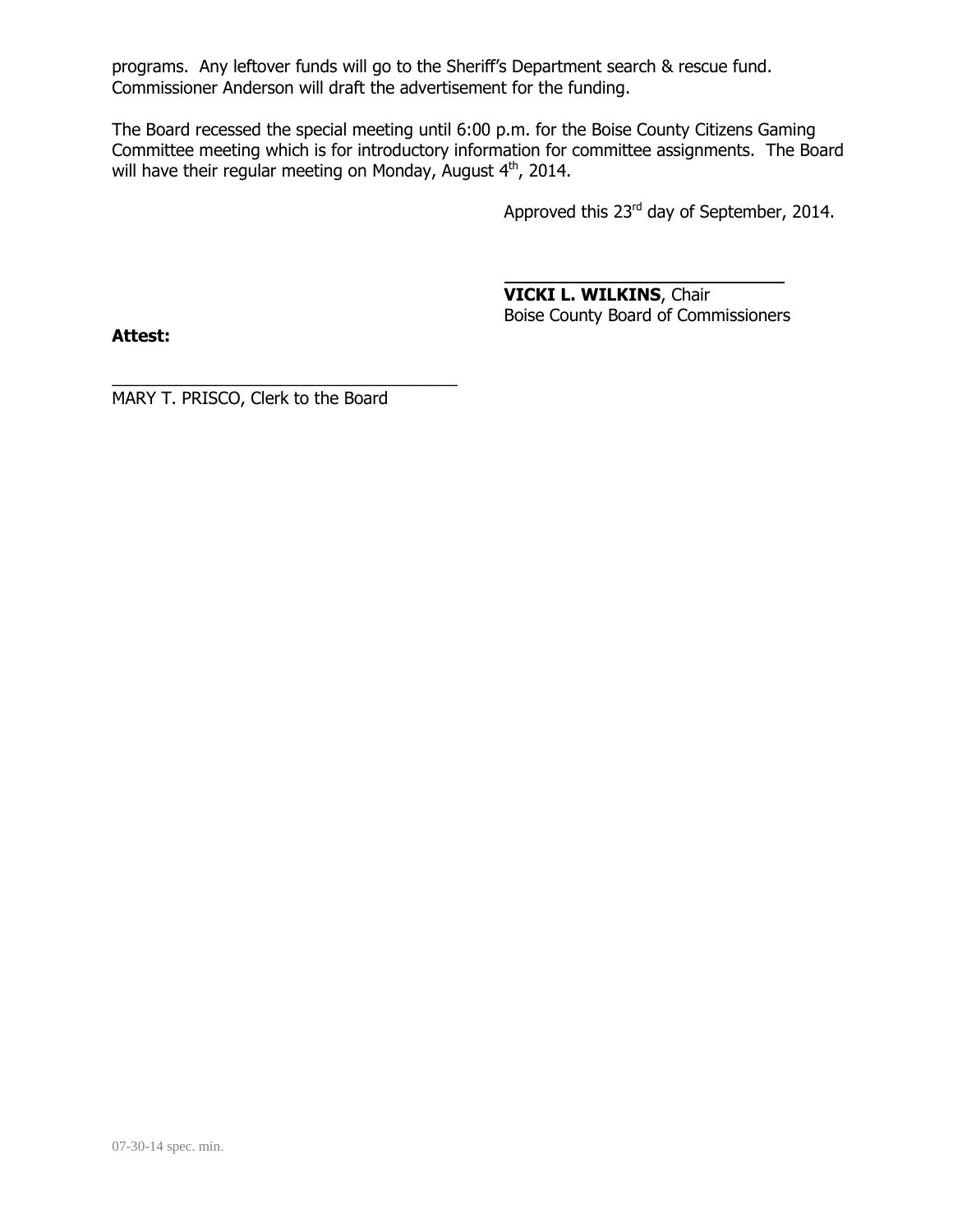programs. Any leftover funds will go to the Sheriff's Department search & rescue fund. Commissioner Anderson will draft the advertisement for the funding.

The Board recessed the special meeting until 6:00 p.m. for the Boise County Citizens Gaming Committee meeting which is for introductory information for committee assignments. The Board will have their regular meeting on Monday, August 4th, 2014.

Approved this 23rd day of September, 2014.

\_\_\_\_\_\_\_\_\_\_\_\_\_\_\_\_\_\_\_\_\_\_\_\_\_\_\_\_\_\_

**VICKI L. WILKINS**, Chair
Boise County Board of Commissioners

**Attest:**

\_\_\_\_\_\_\_\_\_\_\_\_\_\_\_\_\_\_\_\_\_\_\_\_\_\_\_\_\_\_\_\_\_\_\_\_\_\_

MARY T. PRISCO, Clerk to the Board